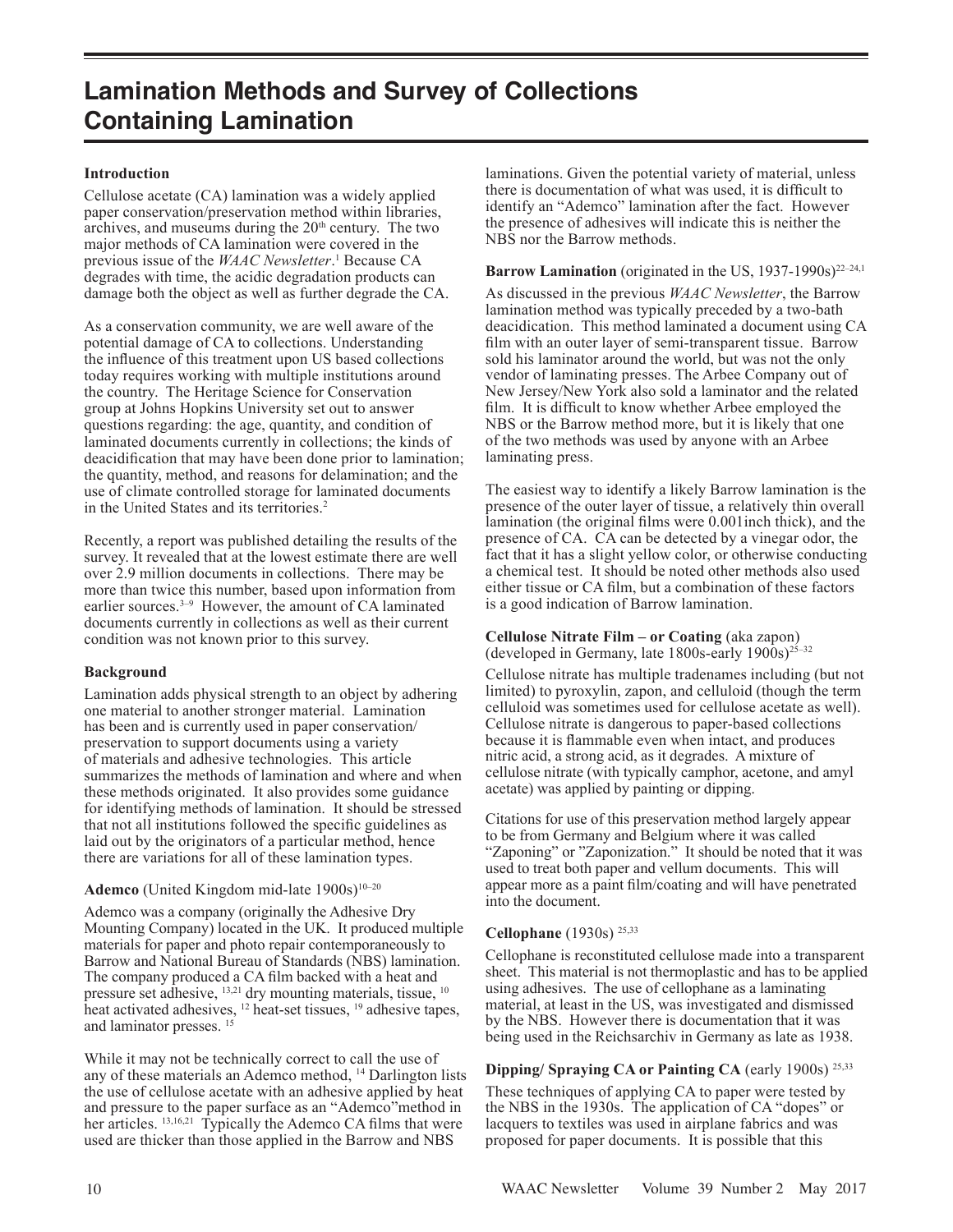# Lamination Methods and Survey of Collections Containing Lamination

### Introduction

Cellulose acetate (CA) lamination was a widely applied paper conservation/preservation method within libraries, archives, and museums during the 20th century. The two major methods of CA lamination were covered in the previous issue of the *WAAC Newsletter*.[1] Because CA degrades with time, the acidic degradation products can damage both the object as well as further degrade the CA.

As a conservation community, we are well aware of the potential damage of CA to collections. Understanding the influence of this treatment upon US based collections today requires working with multiple institutions around the country. The Heritage Science for Conservation group at Johns Hopkins University set out to answer questions regarding: the age, quantity, and condition of laminated documents currently in collections; the kinds of deacidification that may have been done prior to lamination; the quantity, method, and reasons for delamination; and the use of climate controlled storage for laminated documents in the United States and its territories.[2]

Recently, a report was published detailing the results of the survey. It revealed that at the lowest estimate there are well over 2.9 million documents in collections. There may be more than twice this number, based upon information from earlier sources.[3–9] However, the amount of CA laminated documents currently in collections as well as their current condition was not known prior to this survey.

### Background

Lamination adds physical strength to an object by adhering one material to another stronger material. Lamination has been and is currently used in paper conservation/preservation to support documents using a variety of materials and adhesive technologies. This article summarizes the methods of lamination and where and when these methods originated. It also provides some guidance for identifying methods of lamination. It should be stressed that not all institutions followed the specific guidelines as laid out by the originators of a particular method, hence there are variations for all of these lamination types.

**Ademco** (United Kingdom mid-late 1900s)[10–20]

Ademco was a company (originally the Adhesive Dry Mounting Company) located in the UK. It produced multiple materials for paper and photo repair contemporaneously to Barrow and National Bureau of Standards (NBS) lamination. The company produced a CA film backed with a heat and pressure set adhesive,[13,21] dry mounting materials, tissue,[10] heat activated adhesives,[12] heat-set tissues,[19] adhesive tapes, and laminator presses.[15]

While it may not be technically correct to call the use of any of these materials an Ademco method,[14] Darlington lists the use of cellulose acetate with an adhesive applied by heat and pressure to the paper surface as an "Ademco"method in her articles.[13,16,21] Typically the Ademco CA films that were used are thicker than those applied in the Barrow and NBS laminations. Given the potential variety of material, unless there is documentation of what was used, it is difficult to identify an "Ademco" lamination after the fact. However the presence of adhesives will indicate this is neither the NBS nor the Barrow methods.

**Barrow Lamination** (originated in the US, 1937-1990s)[22–24,1]

As discussed in the previous *WAAC Newsletter*, the Barrow lamination method was typically preceded by a two-bath deacidication. This method laminated a document using CA film with an outer layer of semi-transparent tissue. Barrow sold his laminator around the world, but was not the only vendor of laminating presses. The Arbee Company out of New Jersey/New York also sold a laminator and the related film. It is difficult to know whether Arbee employed the NBS or the Barrow method more, but it is likely that one of the two methods was used by anyone with an Arbee laminating press.

The easiest way to identify a likely Barrow lamination is the presence of the outer layer of tissue, a relatively thin overall lamination (the original films were 0.001inch thick), and the presence of CA. CA can be detected by a vinegar odor, the fact that it has a slight yellow color, or otherwise conducting a chemical test. It should be noted other methods also used either tissue or CA film, but a combination of these factors is a good indication of Barrow lamination.

**Cellulose Nitrate Film – or Coating** (aka zapon) (developed in Germany, late 1800s-early 1900s)[25–32]

Cellulose nitrate has multiple tradenames including (but not limited) to pyroxylin, zapon, and celluloid (though the term celluloid was sometimes used for cellulose acetate as well). Cellulose nitrate is dangerous to paper-based collections because it is flammable even when intact, and produces nitric acid, a strong acid, as it degrades. A mixture of cellulose nitrate (with typically camphor, acetone, and amyl acetate) was applied by painting or dipping.

Citations for use of this preservation method largely appear to be from Germany and Belgium where it was called "Zaponing" or "Zaponization." It should be noted that it was used to treat both paper and vellum documents. This will appear more as a paint film/coating and will have penetrated into the document.

**Cellophane** (1930s)[25,33]

Cellophane is reconstituted cellulose made into a transparent sheet. This material is not thermoplastic and has to be applied using adhesives. The use of cellophane as a laminating material, at least in the US, was investigated and dismissed by the NBS. However there is documentation that it was being used in the Reichsarchiv in Germany as late as 1938.

**Dipping/ Spraying CA or Painting CA** (early 1900s)[25,33]

These techniques of applying CA to paper were tested by the NBS in the 1930s. The application of CA "dopes" or lacquers to textiles was used in airplane fabrics and was proposed for paper documents. It is possible that this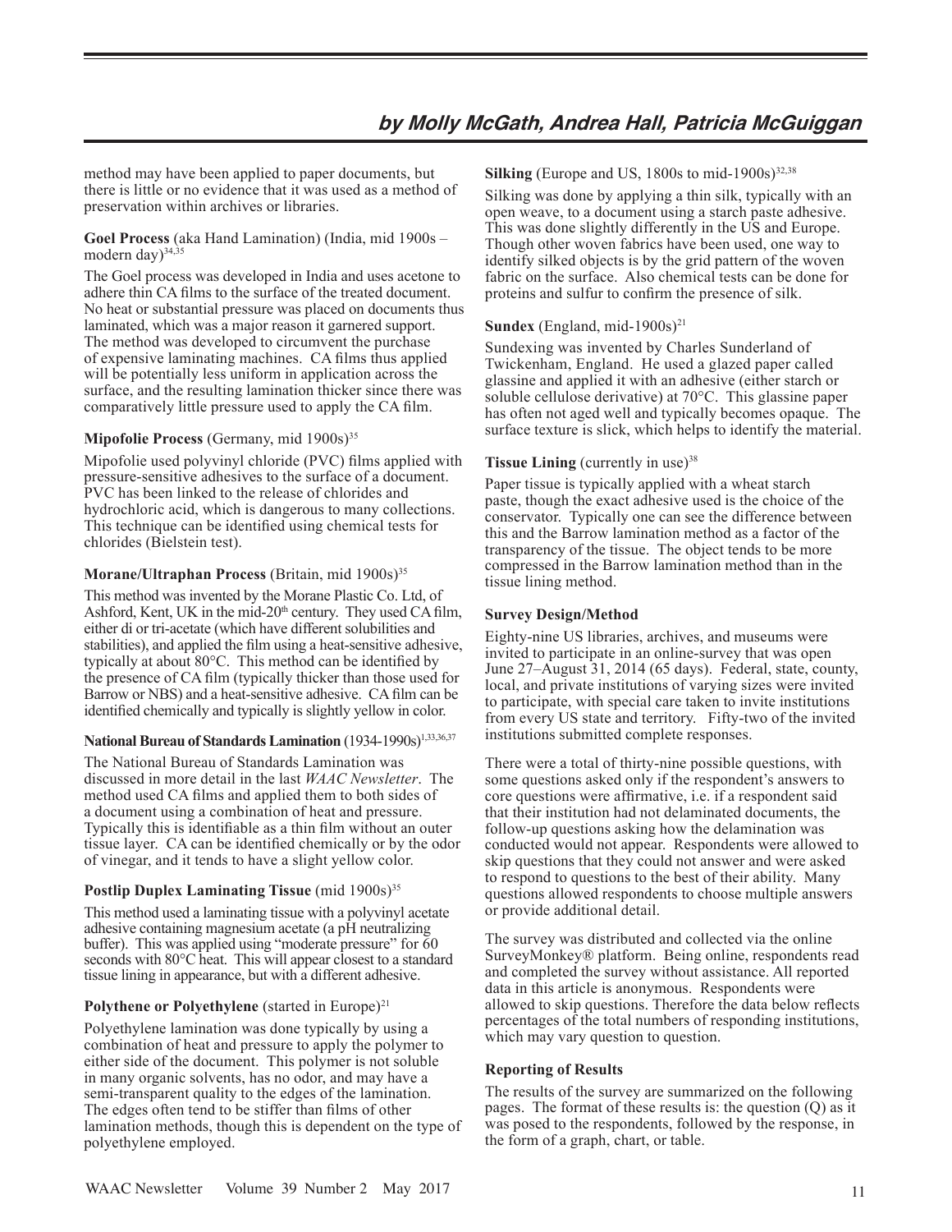method may have been applied to paper documents, but there is little or no evidence that it was used as a method of preservation within archives or libraries.

**Goel Process** (aka Hand Lamination) (India, mid 1900s – modern day)[34,35]

The Goel process was developed in India and uses acetone to adhere thin CA films to the surface of the treated document. No heat or substantial pressure was placed on documents thus laminated, which was a major reason it garnered support. The method was developed to circumvent the purchase of expensive laminating machines. CA films thus applied will be potentially less uniform in application across the surface, and the resulting lamination thicker since there was comparatively little pressure used to apply the CA film.

**Mipofolie Process** (Germany, mid 1900s)[35]

Mipofolie used polyvinyl chloride (PVC) films applied with pressure-sensitive adhesives to the surface of a document. PVC has been linked to the release of chlorides and hydrochloric acid, which is dangerous to many collections. This technique can be identified using chemical tests for chlorides (Bielstein test).

**Morane/Ultraphan Process** (Britain, mid 1900s)[35]

This method was invented by the Morane Plastic Co. Ltd, of Ashford, Kent, UK in the mid-20th century. They used CA film, either di or tri-acetate (which have different solubilities and stabilities), and applied the film using a heat-sensitive adhesive, typically at about 80°C. This method can be identified by the presence of CA film (typically thicker than those used for Barrow or NBS) and a heat-sensitive adhesive. CA film can be identified chemically and typically is slightly yellow in color.

**National Bureau of Standards Lamination** (1934-1990s)[1,33,36,37]

The National Bureau of Standards Lamination was discussed in more detail in the last *WAAC Newsletter*. The method used CA films and applied them to both sides of a document using a combination of heat and pressure. Typically this is identifiable as a thin film without an outer tissue layer. CA can be identified chemically or by the odor of vinegar, and it tends to have a slight yellow color.

**Postlip Duplex Laminating Tissue** (mid 1900s)[35]

This method used a laminating tissue with a polyvinyl acetate adhesive containing magnesium acetate (a pH neutralizing buffer). This was applied using "moderate pressure" for 60 seconds with 80°C heat. This will appear closest to a standard tissue lining in appearance, but with a different adhesive.

**Polythene or Polyethylene** (started in Europe)[21]

Polyethylene lamination was done typically by using a combination of heat and pressure to apply the polymer to either side of the document. This polymer is not soluble in many organic solvents, has no odor, and may have a semi-transparent quality to the edges of the lamination. The edges often tend to be stiffer than films of other lamination methods, though this is dependent on the type of polyethylene employed.

**Silking** (Europe and US, 1800s to mid-1900s)[32,38]

Silking was done by applying a thin silk, typically with an open weave, to a document using a starch paste adhesive. This was done slightly differently in the US and Europe. Though other woven fabrics have been used, one way to identify silked objects is by the grid pattern of the woven fabric on the surface. Also chemical tests can be done for proteins and sulfur to confirm the presence of silk.

**Sundex** (England, mid-1900s)[21]

Sundexing was invented by Charles Sunderland of Twickenham, England. He used a glazed paper called glassine and applied it with an adhesive (either starch or soluble cellulose derivative) at 70°C. This glassine paper has often not aged well and typically becomes opaque. The surface texture is slick, which helps to identify the material.

**Tissue Lining** (currently in use)[38]

Paper tissue is typically applied with a wheat starch paste, though the exact adhesive used is the choice of the conservator. Typically one can see the difference between this and the Barrow lamination method as a factor of the transparency of the tissue. The object tends to be more compressed in the Barrow lamination method than in the tissue lining method.

**Survey Design/Method**

Eighty-nine US libraries, archives, and museums were invited to participate in an online-survey that was open June 27–August 31, 2014 (65 days). Federal, state, county, local, and private institutions of varying sizes were invited to participate, with special care taken to invite institutions from every US state and territory. Fifty-two of the invited institutions submitted complete responses.

There were a total of thirty-nine possible questions, with some questions asked only if the respondent's answers to core questions were affirmative, i.e. if a respondent said that their institution had not delaminated documents, the follow-up questions asking how the delamination was conducted would not appear. Respondents were allowed to skip questions that they could not answer and were asked to respond to questions to the best of their ability. Many questions allowed respondents to choose multiple answers or provide additional detail.

The survey was distributed and collected via the online SurveyMonkey® platform. Being online, respondents read and completed the survey without assistance. All reported data in this article is anonymous. Respondents were allowed to skip questions. Therefore the data below reflects percentages of the total numbers of responding institutions, which may vary question to question.

**Reporting of Results**

The results of the survey are summarized on the following pages. The format of these results is: the question (Q) as it was posed to the respondents, followed by the response, in the form of a graph, chart, or table.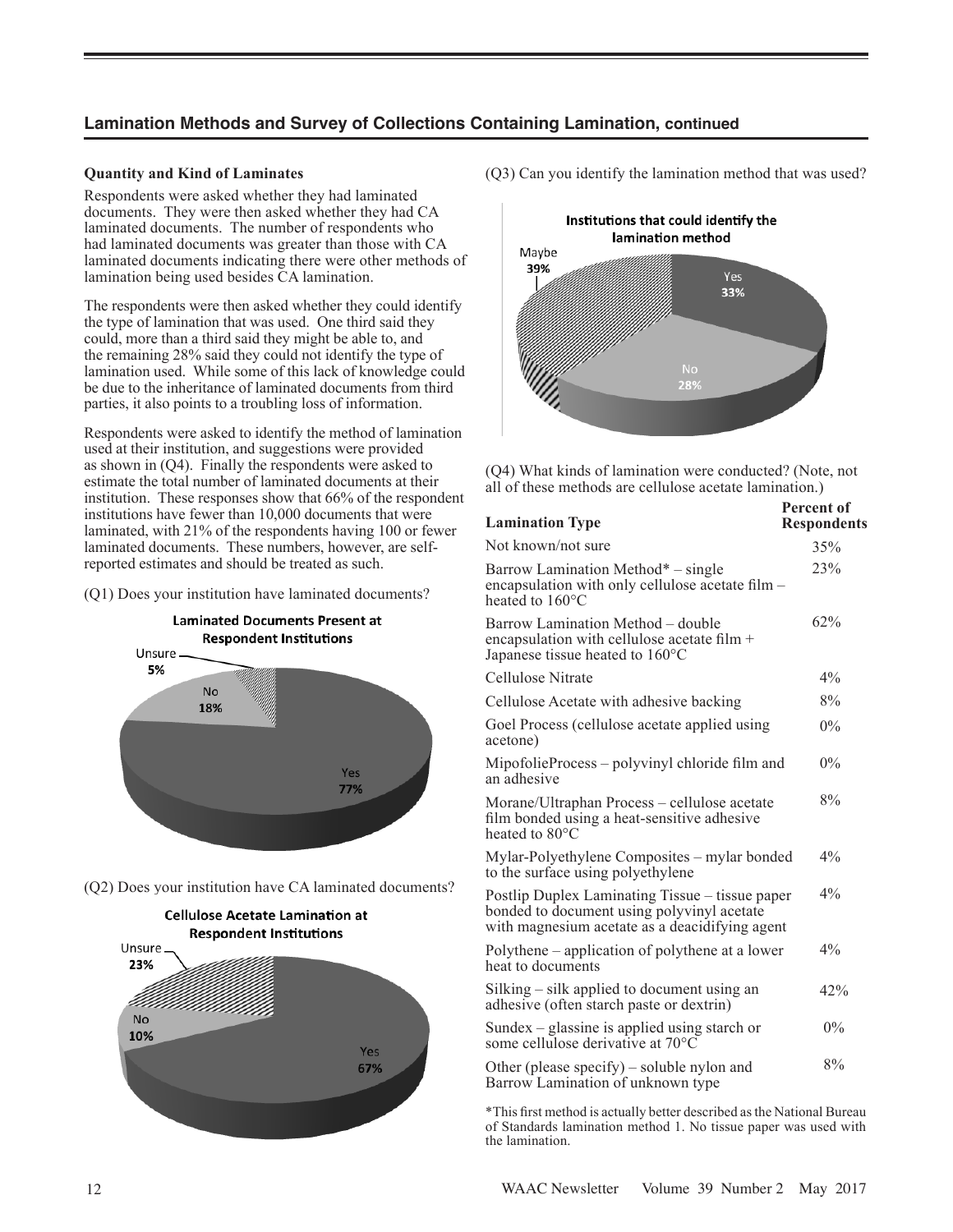## Lamination Methods and Survey of Collections Containing Lamination, continued

**Quantity and Kind of Laminates**

Respondents were asked whether they had laminated documents. They were then asked whether they had CA laminated documents. The number of respondents who had laminated documents was greater than those with CA laminated documents indicating there were other methods of lamination being used besides CA lamination.

The respondents were then asked whether they could identify the type of lamination that was used. One third said they could, more than a third said they might be able to, and the remaining 28% said they could not identify the type of lamination used. While some of this lack of knowledge could be due to the inheritance of laminated documents from third parties, it also points to a troubling loss of information.

Respondents were asked to identify the method of lamination used at their institution, and suggestions were provided as shown in (Q4). Finally the respondents were asked to estimate the total number of laminated documents at their institution. These responses show that 66% of the respondent institutions have fewer than 10,000 documents that were laminated, with 21% of the respondents having 100 or fewer laminated documents. These numbers, however, are self-reported estimates and should be treated as such.

(Q1) Does your institution have laminated documents?

**Laminated Documents Present at Respondent Institutions**

Unsure 5%, No 18%, Yes 77%

(Q2) Does your institution have CA laminated documents?

**Cellulose Acetate Lamination at Respondent Institutions**

Unsure 23%, No 10%, Yes 67%

(Q3) Can you identify the lamination method that was used?

**Institutions that could identify the lamination method**

Maybe 39%, Yes 33%, No 28%

(Q4) What kinds of lamination were conducted? (Note, not all of these methods are cellulose acetate lamination.)

| Lamination Type | Percent of Respondents |
|---|---|
| Not known/not sure | 35% |
| Barrow Lamination Method* – single encapsulation with only cellulose acetate film – heated to 160°C | 23% |
| Barrow Lamination Method – double encapsulation with cellulose acetate film + Japanese tissue heated to 160°C | 62% |
| Cellulose Nitrate | 4% |
| Cellulose Acetate with adhesive backing | 8% |
| Goel Process (cellulose acetate applied using acetone) | 0% |
| MipofolieProcess – polyvinyl chloride film and an adhesive | 0% |
| Morane/Ultraphan Process – cellulose acetate film bonded using a heat-sensitive adhesive heated to 80°C | 8% |
| Mylar-Polyethylene Composites – mylar bonded to the surface using polyethylene | 4% |
| Postlip Duplex Laminating Tissue – tissue paper bonded to document using polyvinyl acetate with magnesium acetate as a deacidifying agent | 4% |
| Polythene – application of polythene at a lower heat to documents | 4% |
| Silking – silk applied to document using an adhesive (often starch paste or dextrin) | 42% |
| Sundex – glassine is applied using starch or some cellulose derivative at 70°C | 0% |
| Other (please specify) – soluble nylon and Barrow Lamination of unknown type | 8% |

*This first method is actually better described as the National Bureau of Standards lamination method 1. No tissue paper was used with the lamination.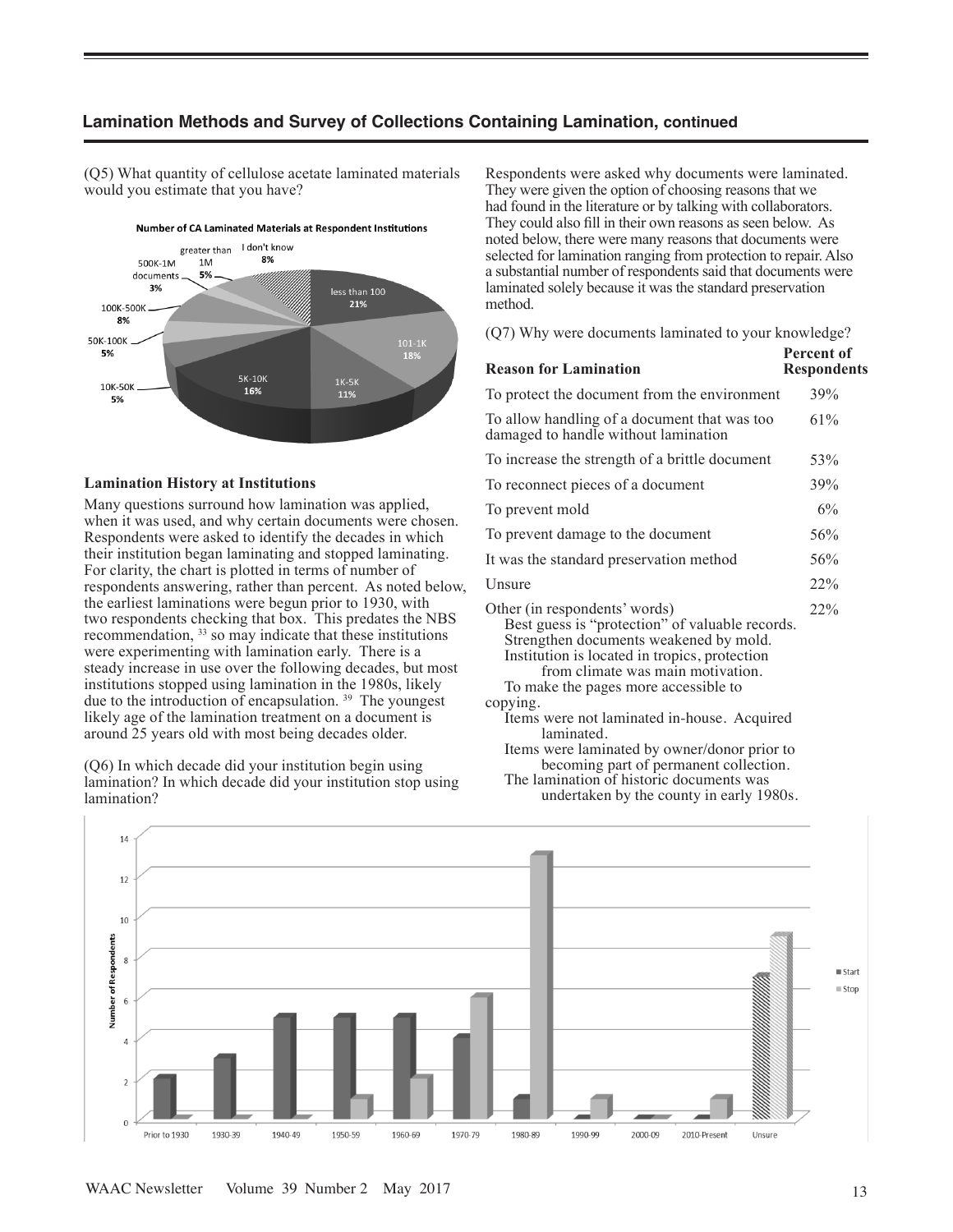## Lamination Methods and Survey of Collections Containing Lamination, continued

(Q5) What quantity of cellulose acetate laminated materials would you estimate that you have?

**Number of CA Laminated Materials at Respondent Institutions**

| Quantity | Percent |
|---|---|
| less than 100 | 21% |
| 101-1K | 18% |
| 1K-5K | 11% |
| 5K-10K | 16% |
| 10K-50K | 5% |
| 50K-100K | 5% |
| 100K-500K | 8% |
| 500K-1M documents | 3% |
| greater than 1M | 5% |
| I don't know | 8% |

### Lamination History at Institutions

Many questions surround how lamination was applied, when it was used, and why certain documents were chosen. Respondents were asked to identify the decades in which their institution began laminating and stopped laminating. For clarity, the chart is plotted in terms of number of respondents answering, rather than percent. As noted below, the earliest laminations were begun prior to 1930, with two respondents checking that box. This predates the NBS recommendation, [33] so may indicate that these institutions were experimenting with lamination early. There is a steady increase in use over the following decades, but most institutions stopped using lamination in the 1980s, likely due to the introduction of encapsulation. [39] The youngest likely age of the lamination treatment on a document is around 25 years old with most being decades older.

(Q6) In which decade did your institution begin using lamination? In which decade did your institution stop using lamination?

Respondents were asked why documents were laminated. They were given the option of choosing reasons that we had found in the literature or by talking with collaborators. They could also fill in their own reasons as seen below. As noted below, there were many reasons that documents were selected for lamination ranging from protection to repair. Also a substantial number of respondents said that documents were laminated solely because it was the standard preservation method.

(Q7) Why were documents laminated to your knowledge?

| Reason for Lamination | Percent of Respondents |
|---|---|
| To protect the document from the environment | 39% |
| To allow handling of a document that was too damaged to handle without lamination | 61% |
| To increase the strength of a brittle document | 53% |
| To reconnect pieces of a document | 39% |
| To prevent mold | 6% |
| To prevent damage to the document | 56% |
| It was the standard preservation method | 56% |
| Unsure | 22% |
| Other (in respondents' words) | 22% |

Other (in respondents' words):

- Best guess is "protection" of valuable records.
- Strengthen documents weakened by mold.
- Institution is located in tropics, protection from climate was main motivation.
- To make the pages more accessible to copying.
- Items were not laminated in-house. Acquired laminated.
- Items were laminated by owner/donor prior to becoming part of permanent collection.
- The lamination of historic documents was undertaken by the county in early 1980s.

| Decade | Start (Number of Respondents) | Stop (Number of Respondents) |
|---|---|---|
| Prior to 1930 | 2 | 0 |
| 1930-39 | 3 | 0 |
| 1940-49 | 5 | 0 |
| 1950-59 | 5 | 1 |
| 1960-69 | 5 | 2 |
| 1970-79 | 4 | 6 |
| 1980-89 | 1 | 13 |
| 1990-99 | 0 | 1 |
| 2000-09 | 0 | 0 |
| 2010-Present | 0 | 1 |
| Unsure | 7 | 9 |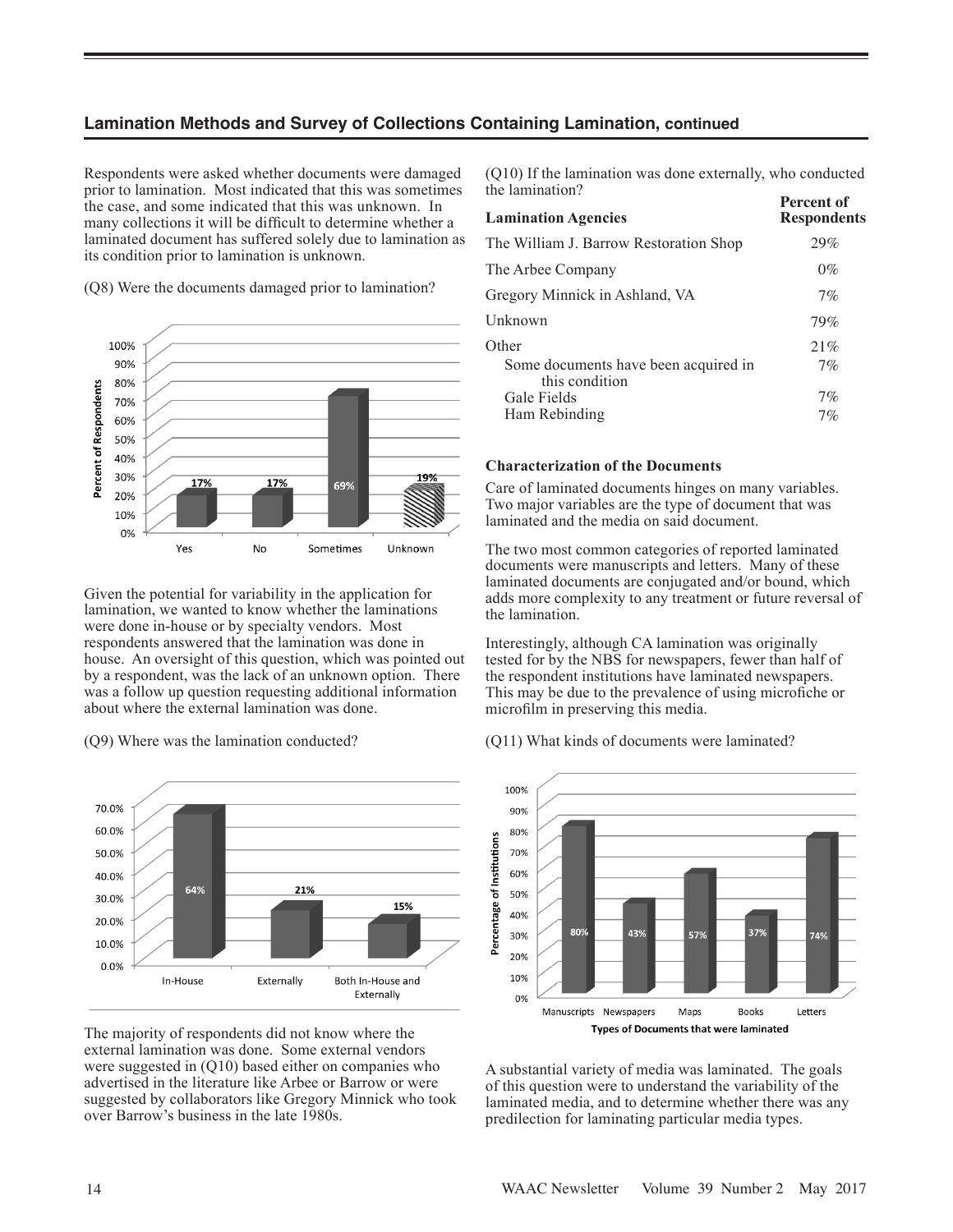## Lamination Methods and Survey of Collections Containing Lamination, continued

Respondents were asked whether documents were damaged prior to lamination. Most indicated that this was sometimes the case, and some indicated that this was unknown. In many collections it will be difficult to determine whether a laminated document has suffered solely due to lamination as its condition prior to lamination is unknown.

(Q8) Were the documents damaged prior to lamination?

Given the potential for variability in the application for lamination, we wanted to know whether the laminations were done in-house or by specialty vendors. Most respondents answered that the lamination was done in house. An oversight of this question, which was pointed out by a respondent, was the lack of an unknown option. There was a follow up question requesting additional information about where the external lamination was done.

(Q9) Where was the lamination conducted?

The majority of respondents did not know where the external lamination was done. Some external vendors were suggested in (Q10) based either on companies who advertised in the literature like Arbee or Barrow or were suggested by collaborators like Gregory Minnick who took over Barrow's business in the late 1980s.

(Q10) If the lamination was done externally, who conducted the lamination?

| Lamination Agencies | Percent of Respondents |
|---|---|
| The William J. Barrow Restoration Shop | 29% |
| The Arbee Company | 0% |
| Gregory Minnick in Ashland, VA | 7% |
| Unknown | 79% |
| Other | 21% |
| Some documents have been acquired in this condition | 7% |
| Gale Fields | 7% |
| Ham Rebinding | 7% |

### Characterization of the Documents

Care of laminated documents hinges on many variables. Two major variables are the type of document that was laminated and the media on said document.

The two most common categories of reported laminated documents were manuscripts and letters. Many of these laminated documents are conjugated and/or bound, which adds more complexity to any treatment or future reversal of the lamination.

Interestingly, although CA lamination was originally tested for by the NBS for newspapers, fewer than half of the respondent institutions have laminated newspapers. This may be due to the prevalence of using microfiche or microfilm in preserving this media.

(Q11) What kinds of documents were laminated?

A substantial variety of media was laminated. The goals of this question were to understand the variability of the laminated media, and to determine whether there was any predilection for laminating particular media types.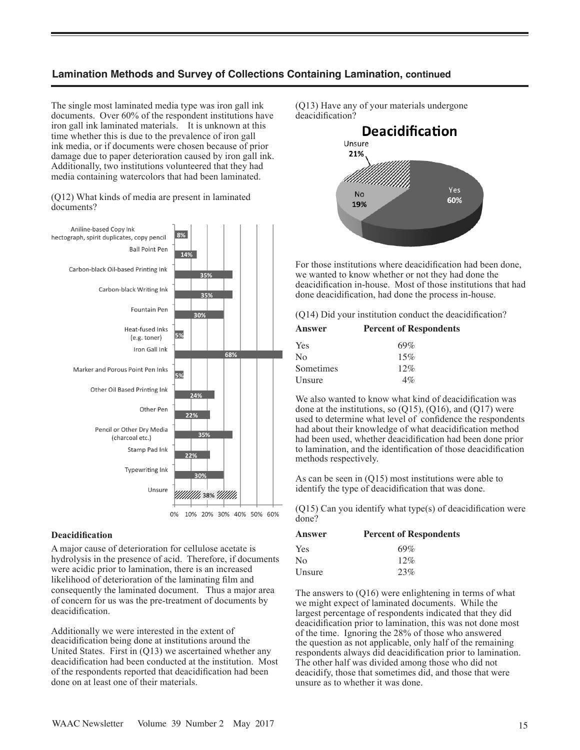## Lamination Methods and Survey of Collections Containing Lamination, continued

The single most laminated media type was iron gall ink documents. Over 60% of the respondent institutions have iron gall ink laminated materials. It is unknown at this time whether this is due to the prevalence of iron gall ink media, or if documents were chosen because of prior damage due to paper deterioration caused by iron gall ink. Additionally, two institutions volunteered that they had media containing watercolors that had been laminated.

(Q12) What kinds of media are present in laminated documents?

| Media | Percent |
|---|---|
| Aniline-based Copy Ink hectograph, spirit duplicates, copy pencil | 8% |
| Ball Point Pen | 14% |
| Carbon-black Oil-based Printing Ink | 35% |
| Carbon-black Writing Ink | 35% |
| Fountain Pen | 30% |
| Heat-fused Inks (e.g. toner) | 5% |
| Iron Gall Ink | 68% |
| Marker and Porous Point Pen Inks | 5% |
| Other Oil Based Printing Ink | 24% |
| Other Pen | 22% |
| Pencil or Other Dry Media (charcoal etc.) | 35% |
| Stamp Pad Ink | 22% |
| Typewriting Ink | 30% |
| Unsure | 38% |

### Deacidification

A major cause of deterioration for cellulose acetate is hydrolysis in the presence of acid. Therefore, if documents were acidic prior to lamination, there is an increased likelihood of deterioration of the laminating film and consequently the laminated document. Thus a major area of concern for us was the pre-treatment of documents by deacidification.

Additionally we were interested in the extent of deacidification being done at institutions around the United States. First in (Q13) we ascertained whether any deacidification had been conducted at the institution. Most of the respondents reported that deacidification had been done on at least one of their materials.

(Q13) Have any of your materials undergone deacidification?

**Deacidification**

| Answer | Percent |
|---|---|
| Yes | 60% |
| No | 19% |
| Unsure | 21% |

For those institutions where deacidification had been done, we wanted to know whether or not they had done the deacidification in-house. Most of those institutions that had done deacidification, had done the process in-house.

(Q14) Did your institution conduct the deacidification?

| Answer | Percent of Respondents |
|---|---|
| Yes | 69% |
| No | 15% |
| Sometimes | 12% |
| Unsure | 4% |

We also wanted to know what kind of deacidification was done at the institutions, so (Q15), (Q16), and (Q17) were used to determine what level of confidence the respondents had about their knowledge of what deacidification method had been used, whether deacidification had been done prior to lamination, and the identification of those deacidification methods respectively.

As can be seen in (Q15) most institutions were able to identify the type of deacidification that was done.

(Q15) Can you identify what type(s) of deacidification were done?

| Answer | Percent of Respondents |
|---|---|
| Yes | 69% |
| No | 12% |
| Unsure | 23% |

The answers to (Q16) were enlightening in terms of what we might expect of laminated documents. While the largest percentage of respondents indicated that they did deacidification prior to lamination, this was not done most of the time. Ignoring the 28% of those who answered the question as not applicable, only half of the remaining respondents always did deacidification prior to lamination. The other half was divided among those who did not deacidify, those that sometimes did, and those that were unsure as to whether it was done.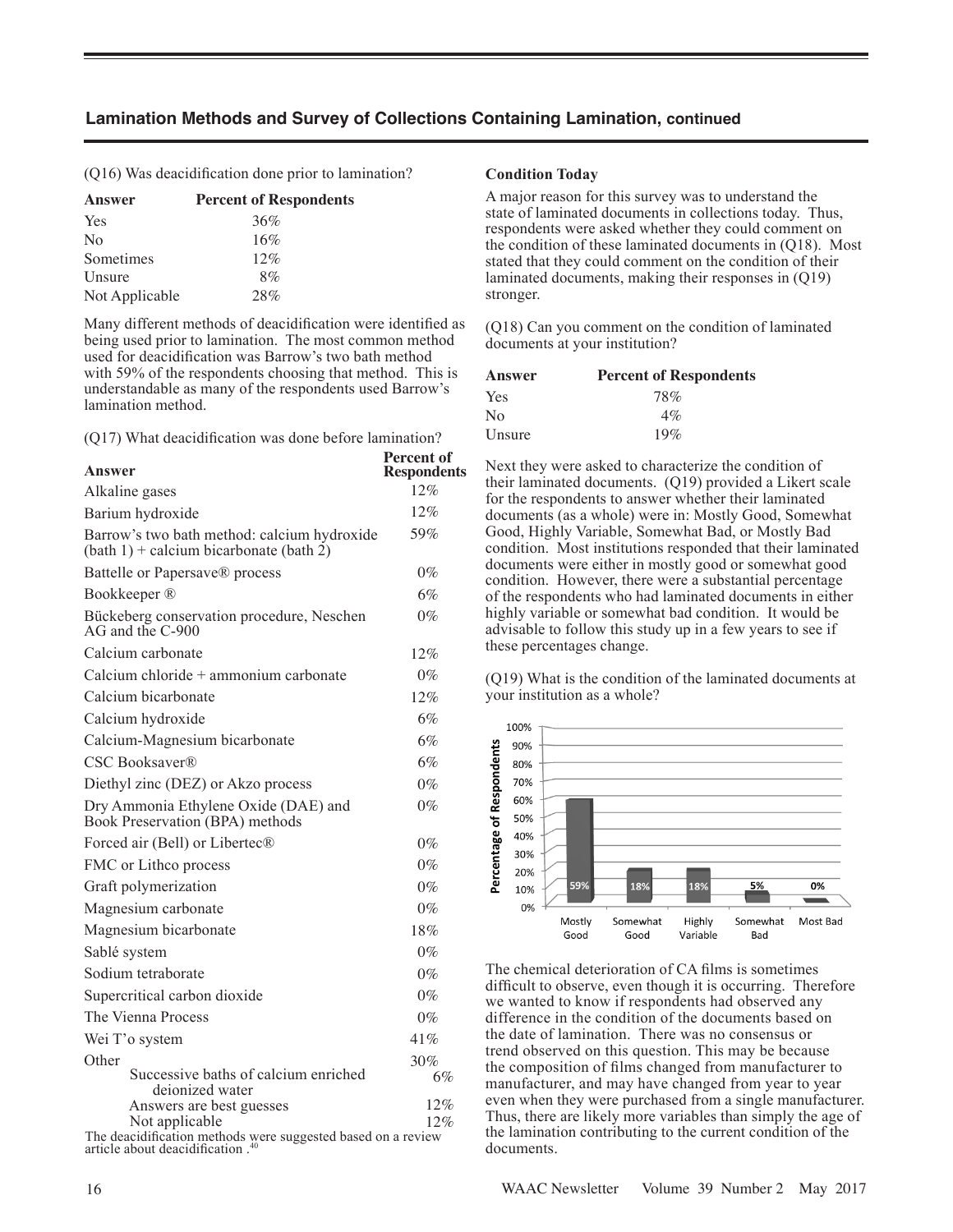## Lamination Methods and Survey of Collections Containing Lamination, continued

(Q16) Was deacidification done prior to lamination?

| Answer | Percent of Respondents |
|---|---|
| Yes | 36% |
| No | 16% |
| Sometimes | 12% |
| Unsure | 8% |
| Not Applicable | 28% |

Many different methods of deacidification were identified as being used prior to lamination. The most common method used for deacidification was Barrow's two bath method with 59% of the respondents choosing that method. This is understandable as many of the respondents used Barrow's lamination method.

(Q17) What deacidification was done before lamination?

| Answer | Percent of Respondents |
|---|---|
| Alkaline gases | 12% |
| Barium hydroxide | 12% |
| Barrow's two bath method: calcium hydroxide (bath 1) + calcium bicarbonate (bath 2) | 59% |
| Battelle or Papersave® process | 0% |
| Bookkeeper ® | 6% |
| Bückeberg conservation procedure, Neschen AG and the C-900 | 0% |
| Calcium carbonate | 12% |
| Calcium chloride + ammonium carbonate | 0% |
| Calcium bicarbonate | 12% |
| Calcium hydroxide | 6% |
| Calcium-Magnesium bicarbonate | 6% |
| CSC Booksaver® | 6% |
| Diethyl zinc (DEZ) or Akzo process | 0% |
| Dry Ammonia Ethylene Oxide (DAE) and Book Preservation (BPA) methods | 0% |
| Forced air (Bell) or Libertec® | 0% |
| FMC or Lithco process | 0% |
| Graft polymerization | 0% |
| Magnesium carbonate | 0% |
| Magnesium bicarbonate | 18% |
| Sablé system | 0% |
| Sodium tetraborate | 0% |
| Supercritical carbon dioxide | 0% |
| The Vienna Process | 0% |
| Wei T'o system | 41% |
| Other | 30% |
| Successive baths of calcium enriched deionized water | 6% |
| Answers are best guesses | 12% |
| Not applicable | 12% |

The deacidification methods were suggested based on a review article about deacidification .[40]

**Condition Today**

A major reason for this survey was to understand the state of laminated documents in collections today. Thus, respondents were asked whether they could comment on the condition of these laminated documents in (Q18). Most stated that they could comment on the condition of their laminated documents, making their responses in (Q19) stronger.

(Q18) Can you comment on the condition of laminated documents at your institution?

| Answer | Percent of Respondents |
|---|---|
| Yes | 78% |
| No | 4% |
| Unsure | 19% |

Next they were asked to characterize the condition of their laminated documents. (Q19) provided a Likert scale for the respondents to answer whether their laminated documents (as a whole) were in: Mostly Good, Somewhat Good, Highly Variable, Somewhat Bad, or Mostly Bad condition. Most institutions responded that their laminated documents were either in mostly good or somewhat good condition. However, there were a substantial percentage of the respondents who had laminated documents in either highly variable or somewhat bad condition. It would be advisable to follow this study up in a few years to see if these percentages change.

(Q19) What is the condition of the laminated documents at your institution as a whole?

| Condition | Percentage of Respondents |
|---|---|
| Mostly Good | 59% |
| Somewhat Good | 18% |
| Highly Variable | 18% |
| Somewhat Bad | 5% |
| Most Bad | 0% |

The chemical deterioration of CA films is sometimes difficult to observe, even though it is occurring. Therefore we wanted to know if respondents had observed any difference in the condition of the documents based on the date of lamination. There was no consensus or trend observed on this question. This may be because the composition of films changed from manufacturer to manufacturer, and may have changed from year to year even when they were purchased from a single manufacturer. Thus, there are likely more variables than simply the age of the lamination contributing to the current condition of the documents.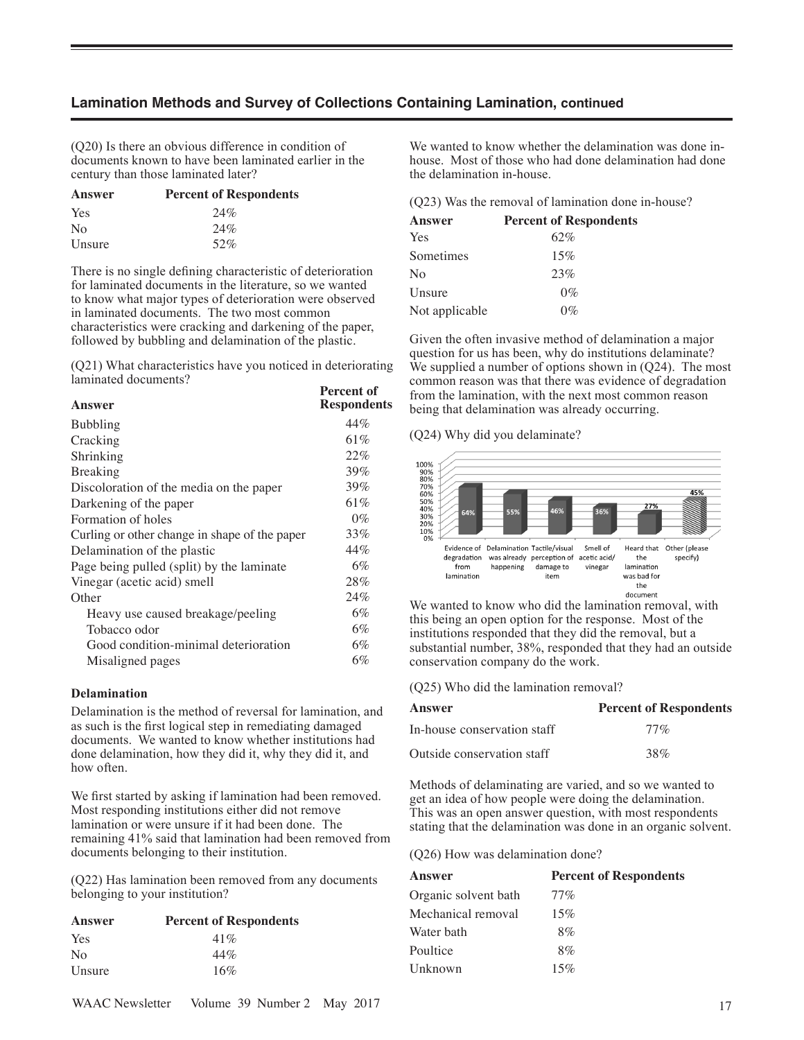(Q20) Is there an obvious difference in condition of documents known to have been laminated earlier in the century than those laminated later?

| Answer | Percent of Respondents |
|---|---|
| Yes | 24% |
| No | 24% |
| Unsure | 52% |

There is no single defining characteristic of deterioration for laminated documents in the literature, so we wanted to know what major types of deterioration were observed in laminated documents. The two most common characteristics were cracking and darkening of the paper, followed by bubbling and delamination of the plastic.

(Q21) What characteristics have you noticed in deteriorating laminated documents?

| Answer | Percent of Respondents |
|---|---|
| Bubbling | 44% |
| Cracking | 61% |
| Shrinking | 22% |
| Breaking | 39% |
| Discoloration of the media on the paper | 39% |
| Darkening of the paper | 61% |
| Formation of holes | 0% |
| Curling or other change in shape of the paper | 33% |
| Delamination of the plastic | 44% |
| Page being pulled (split) by the laminate | 6% |
| Vinegar (acetic acid) smell | 28% |
| Other | 24% |
| Heavy use caused breakage/peeling | 6% |
| Tobacco odor | 6% |
| Good condition-minimal deterioration | 6% |
| Misaligned pages | 6% |

### Delamination

Delamination is the method of reversal for lamination, and as such is the first logical step in remediating damaged documents. We wanted to know whether institutions had done delamination, how they did it, why they did it, and how often.

We first started by asking if lamination had been removed. Most responding institutions either did not remove lamination or were unsure if it had been done. The remaining 41% said that lamination had been removed from documents belonging to their institution.

(Q22) Has lamination been removed from any documents belonging to your institution?

| Answer | Percent of Respondents |
|---|---|
| Yes | 41% |
| No | 44% |
| Unsure | 16% |

We wanted to know whether the delamination was done in-house. Most of those who had done delamination had done the delamination in-house.

(Q23) Was the removal of lamination done in-house?

| Answer | Percent of Respondents |
|---|---|
| Yes | 62% |
| Sometimes | 15% |
| No | 23% |
| Unsure | 0% |
| Not applicable | 0% |

Given the often invasive method of delamination a major question for us has been, why do institutions delaminate? We supplied a number of options shown in (Q24). The most common reason was that there was evidence of degradation from the lamination, with the next most common reason being that delamination was already occurring.

(Q24) Why did you delaminate?

| Answer | Percent |
|---|---|
| Evidence of degradation from lamination | 64% |
| Delamination was already happening | 55% |
| Tactile/visual perception of damage to item | 46% |
| Smell of acetic acid/vinegar | 36% |
| Heard that the lamination was bad for the document | 27% |
| Other (please specify) | 45% |

We wanted to know who did the lamination removal, with this being an open option for the response. Most of the institutions responded that they did the removal, but a substantial number, 38%, responded that they had an outside conservation company do the work.

(Q25) Who did the lamination removal?

| Answer | Percent of Respondents |
|---|---|
| In-house conservation staff | 77% |
| Outside conservation staff | 38% |

Methods of delaminating are varied, and so we wanted to get an idea of how people were doing the delamination. This was an open answer question, with most respondents stating that the delamination was done in an organic solvent.

(Q26) How was delamination done?

| Answer | Percent of Respondents |
|---|---|
| Organic solvent bath | 77% |
| Mechanical removal | 15% |
| Water bath | 8% |
| Poultice | 8% |
| Unknown | 15% |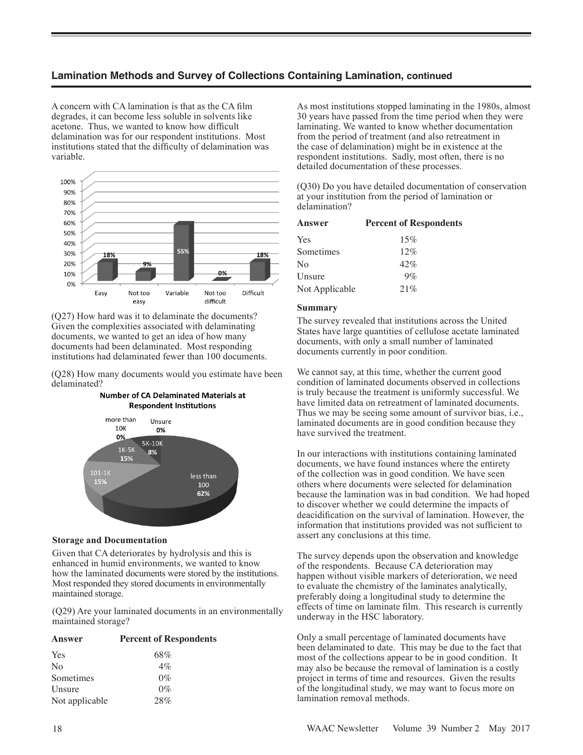## Lamination Methods and Survey of Collections Containing Lamination, continued

A concern with CA lamination is that as the CA film degrades, it can become less soluble in solvents like acetone. Thus, we wanted to know how difficult delamination was for our respondent institutions. Most institutions stated that the difficulty of delamination was variable.

| Easy | Not too easy | Variable | Not too difficult | Difficult |
|---|---|---|---|---|
| 18% | 9% | 55% | 0% | 18% |

(Q27) How hard was it to delaminate the documents? Given the complexities associated with delaminating documents, we wanted to get an idea of how many documents had been delaminated. Most responding institutions had delaminated fewer than 100 documents.

(Q28) How many documents would you estimate have been delaminated?

**Number of CA Delaminated Materials at Respondent Institutions**

| Number | Percent |
|---|---|
| less than 100 | 62% |
| 101-1K | 15% |
| 1K-5K | 15% |
| 5K-10K | 8% |
| more than 10K | 0% |
| Unsure | 0% |

### Storage and Documentation

Given that CA deteriorates by hydrolysis and this is enhanced in humid environments, we wanted to know how the laminated documents were stored by the institutions. Most responded they stored documents in environmentally maintained storage.

(Q29) Are your laminated documents in an environmentally maintained storage?

| Answer | Percent of Respondents |
|---|---|
| Yes | 68% |
| No | 4% |
| Sometimes | 0% |
| Unsure | 0% |
| Not applicable | 28% |

As most institutions stopped laminating in the 1980s, almost 30 years have passed from the time period when they were laminating. We wanted to know whether documentation from the period of treatment (and also retreatment in the case of delamination) might be in existence at the respondent institutions. Sadly, most often, there is no detailed documentation of these processes.

(Q30) Do you have detailed documentation of conservation at your institution from the period of lamination or delamination?

| Answer | Percent of Respondents |
|---|---|
| Yes | 15% |
| Sometimes | 12% |
| No | 42% |
| Unsure | 9% |
| Not Applicable | 21% |

### Summary

The survey revealed that institutions across the United States have large quantities of cellulose acetate laminated documents, with only a small number of laminated documents currently in poor condition.

We cannot say, at this time, whether the current good condition of laminated documents observed in collections is truly because the treatment is uniformly successful. We have limited data on retreatment of laminated documents. Thus we may be seeing some amount of survivor bias, i.e., laminated documents are in good condition because they have survived the treatment.

In our interactions with institutions containing laminated documents, we have found instances where the entirety of the collection was in good condition. We have seen others where documents were selected for delamination because the lamination was in bad condition. We had hoped to discover whether we could determine the impacts of deacidification on the survival of lamination. However, the information that institutions provided was not sufficient to assert any conclusions at this time.

The survey depends upon the observation and knowledge of the respondents. Because CA deterioration may happen without visible markers of deterioration, we need to evaluate the chemistry of the laminates analytically, preferably doing a longitudinal study to determine the effects of time on laminate film. This research is currently underway in the HSC laboratory.

Only a small percentage of laminated documents have been delaminated to date. This may be due to the fact that most of the collections appear to be in good condition. It may also be because the removal of lamination is a costly project in terms of time and resources. Given the results of the longitudinal study, we may want to focus more on lamination removal methods.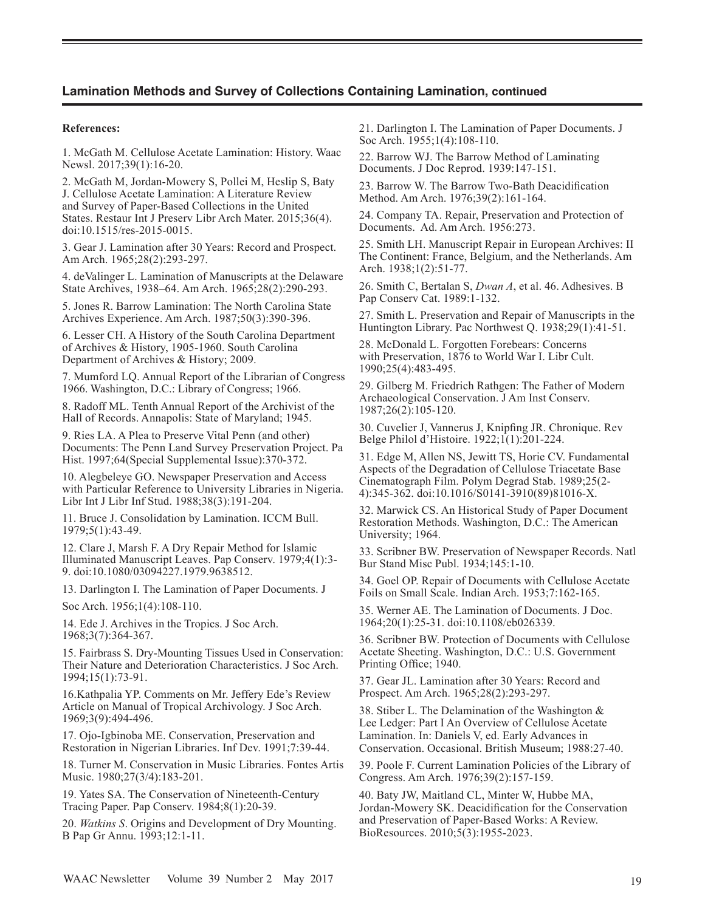## Lamination Methods and Survey of Collections Containing Lamination, continued

**References:**

1. McGath M. Cellulose Acetate Lamination: History. Waac Newsl. 2017;39(1):16-20.

2. McGath M, Jordan-Mowery S, Pollei M, Heslip S, Baty J. Cellulose Acetate Lamination: A Literature Review and Survey of Paper-Based Collections in the United States. Restaur Int J Preserv Libr Arch Mater. 2015;36(4). doi:10.1515/res-2015-0015.

3. Gear J. Lamination after 30 Years: Record and Prospect. Am Arch. 1965;28(2):293-297.

4. deValinger L. Lamination of Manuscripts at the Delaware State Archives, 1938–64. Am Arch. 1965;28(2):290-293.

5. Jones R. Barrow Lamination: The North Carolina State Archives Experience. Am Arch. 1987;50(3):390-396.

6. Lesser CH. A History of the South Carolina Department of Archives & History, 1905-1960. South Carolina Department of Archives & History; 2009.

7. Mumford LQ. Annual Report of the Librarian of Congress 1966. Washington, D.C.: Library of Congress; 1966.

8. Radoff ML. Tenth Annual Report of the Archivist of the Hall of Records. Annapolis: State of Maryland; 1945.

9. Ries LA. A Plea to Preserve Vital Penn (and other) Documents: The Penn Land Survey Preservation Project. Pa Hist. 1997;64(Special Supplemental Issue):370-372.

10. Alegbeleye GO. Newspaper Preservation and Access with Particular Reference to University Libraries in Nigeria. Libr Int J Libr Inf Stud. 1988;38(3):191-204.

11. Bruce J. Consolidation by Lamination. ICCM Bull. 1979;5(1):43-49.

12. Clare J, Marsh F. A Dry Repair Method for Islamic Illuminated Manuscript Leaves. Pap Conserv. 1979;4(1):3-9. doi:10.1080/03094227.1979.9638512.

13. Darlington I. The Lamination of Paper Documents. J Soc Arch. 1956;1(4):108-110.

14. Ede J. Archives in the Tropics. J Soc Arch. 1968;3(7):364-367.

15. Fairbrass S. Dry-Mounting Tissues Used in Conservation: Their Nature and Deterioration Characteristics. J Soc Arch. 1994;15(1):73-91.

16.Kathpalia YP. Comments on Mr. Jeffery Ede's Review Article on Manual of Tropical Archivology. J Soc Arch. 1969;3(9):494-496.

17. Ojo-Igbinoba ME. Conservation, Preservation and Restoration in Nigerian Libraries. Inf Dev. 1991;7:39-44.

18. Turner M. Conservation in Music Libraries. Fontes Artis Music. 1980;27(3/4):183-201.

19. Yates SA. The Conservation of Nineteenth-Century Tracing Paper. Pap Conserv. 1984;8(1):20-39.

20. *Watkins S*. Origins and Development of Dry Mounting. B Pap Gr Annu. 1993;12:1-11.

21. Darlington I. The Lamination of Paper Documents. J Soc Arch. 1955;1(4):108-110.

22. Barrow WJ. The Barrow Method of Laminating Documents. J Doc Reprod. 1939:147-151.

23. Barrow W. The Barrow Two-Bath Deacidification Method. Am Arch. 1976;39(2):161-164.

24. Company TA. Repair, Preservation and Protection of Documents. Ad. Am Arch. 1956:273.

25. Smith LH. Manuscript Repair in European Archives: II The Continent: France, Belgium, and the Netherlands. Am Arch. 1938;1(2):51-77.

26. Smith C, Bertalan S, *Dwan A*, et al. 46. Adhesives. B Pap Conserv Cat. 1989:1-132.

27. Smith L. Preservation and Repair of Manuscripts in the Huntington Library. Pac Northwest Q. 1938;29(1):41-51.

28. McDonald L. Forgotten Forebears: Concerns with Preservation, 1876 to World War I. Libr Cult. 1990;25(4):483-495.

29. Gilberg M. Friedrich Rathgen: The Father of Modern Archaeological Conservation. J Am Inst Conserv. 1987;26(2):105-120.

30. Cuvelier J, Vannerus J, Knipfing JR. Chronique. Rev Belge Philol d'Histoire. 1922;1(1):201-224.

31. Edge M, Allen NS, Jewitt TS, Horie CV. Fundamental Aspects of the Degradation of Cellulose Triacetate Base Cinematograph Film. Polym Degrad Stab. 1989;25(2-4):345-362. doi:10.1016/S0141-3910(89)81016-X.

32. Marwick CS. An Historical Study of Paper Document Restoration Methods. Washington, D.C.: The American University; 1964.

33. Scribner BW. Preservation of Newspaper Records. Natl Bur Stand Misc Publ. 1934;145:1-10.

34. Goel OP. Repair of Documents with Cellulose Acetate Foils on Small Scale. Indian Arch. 1953;7:162-165.

35. Werner AE. The Lamination of Documents. J Doc. 1964;20(1):25-31. doi:10.1108/eb026339.

36. Scribner BW. Protection of Documents with Cellulose Acetate Sheeting. Washington, D.C.: U.S. Government Printing Office; 1940.

37. Gear JL. Lamination after 30 Years: Record and Prospect. Am Arch. 1965;28(2):293-297.

38. Stiber L. The Delamination of the Washington & Lee Ledger: Part I An Overview of Cellulose Acetate Lamination. In: Daniels V, ed. Early Advances in Conservation. Occasional. British Museum; 1988:27-40.

39. Poole F. Current Lamination Policies of the Library of Congress. Am Arch. 1976;39(2):157-159.

40. Baty JW, Maitland CL, Minter W, Hubbe MA, Jordan-Mowery SK. Deacidification for the Conservation and Preservation of Paper-Based Works: A Review. BioResources. 2010;5(3):1955-2023.